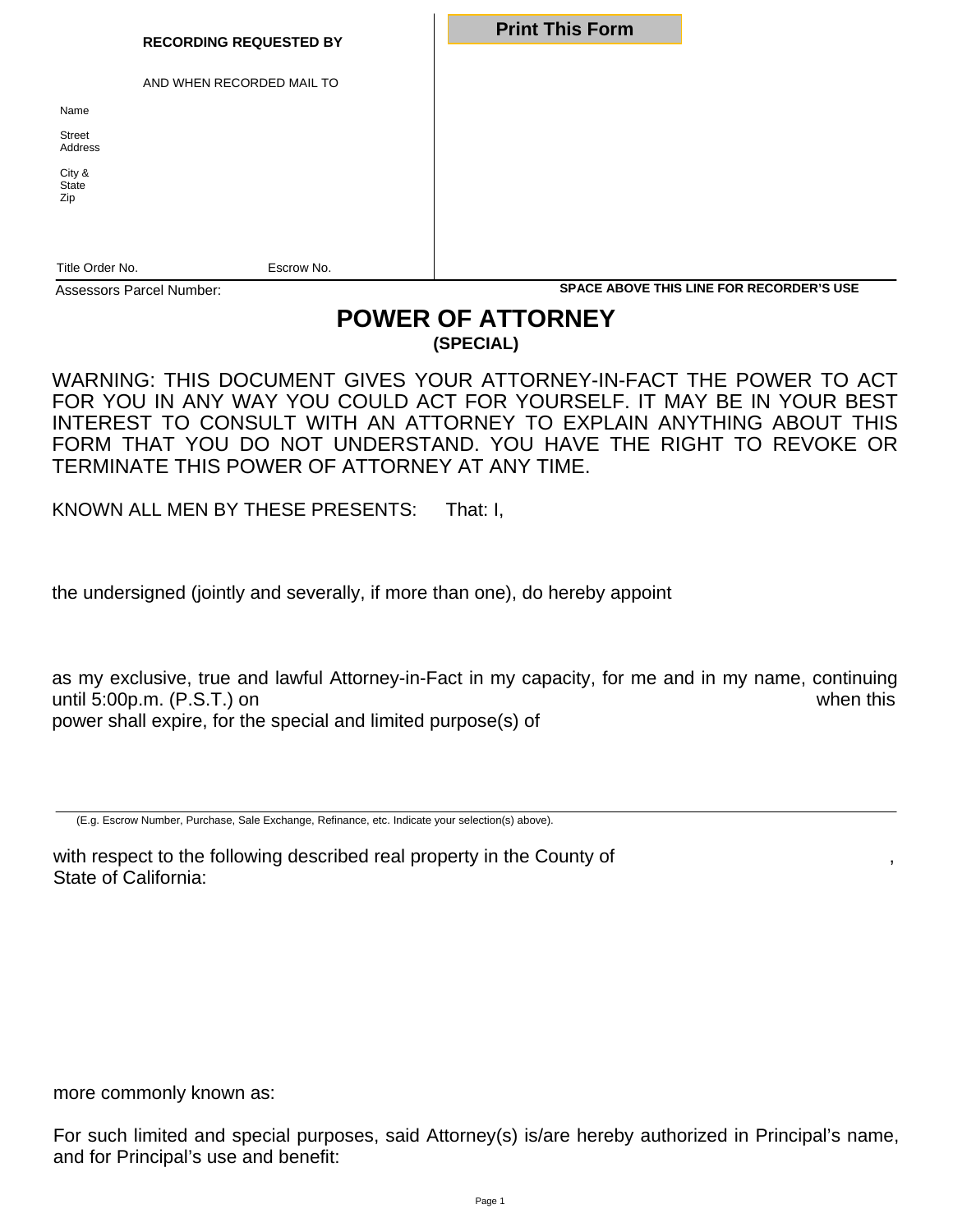**RECORDING REQUESTED BY**

AND WHEN RECORDED MAIL TO

Name

Street Address

City & State Zip

Title Order No. Escrow No.

Assessors Parcel Number:

**SPACE ABOVE THIS LINE FOR RECORDER'S USE**

# POWER OF ATTORNEY

**(SPECIAL)**

WARNING: THIS DOCUMENT GIVES YOUR ATTORNEY-IN-FACT THE POWER TO ACT FOR YOU IN ANY WAY YOU COULD ACT FOR YOURSELF. IT MAY BE IN YOUR BEST INTEREST TO CONSULT WITH AN ATTORNEY TO EXPLAIN ANYTHING ABOUT THIS FORM THAT YOU DO NOT UNDERSTAND. YOU HAVE THE RIGHT TO REVOKE OR TERMINATE THIS POWER OF ATTORNEY AT ANY TIME.

KNOWN ALL MEN BY THESE PRESENTS: That: I,

the undersigned (jointly and severally, if more than one), do hereby appoint

as my exclusive, true and lawful Attorney-in-Fact in my capacity, for me and in my name, continuing until 5:00p.m. (P.S.T.) on when this power shall expire, for the special and limited purpose(s) of

(E.g. Escrow Number, Purchase, Sale Exchange, Refinance, etc. Indicate your selection(s) above).

with respect to the following described real property in the County of , State of California:

more commonly known as:

For such limited and special purposes, said Attorney(s) is/are hereby authorized in Principal's name, and for Principal's use and benefit: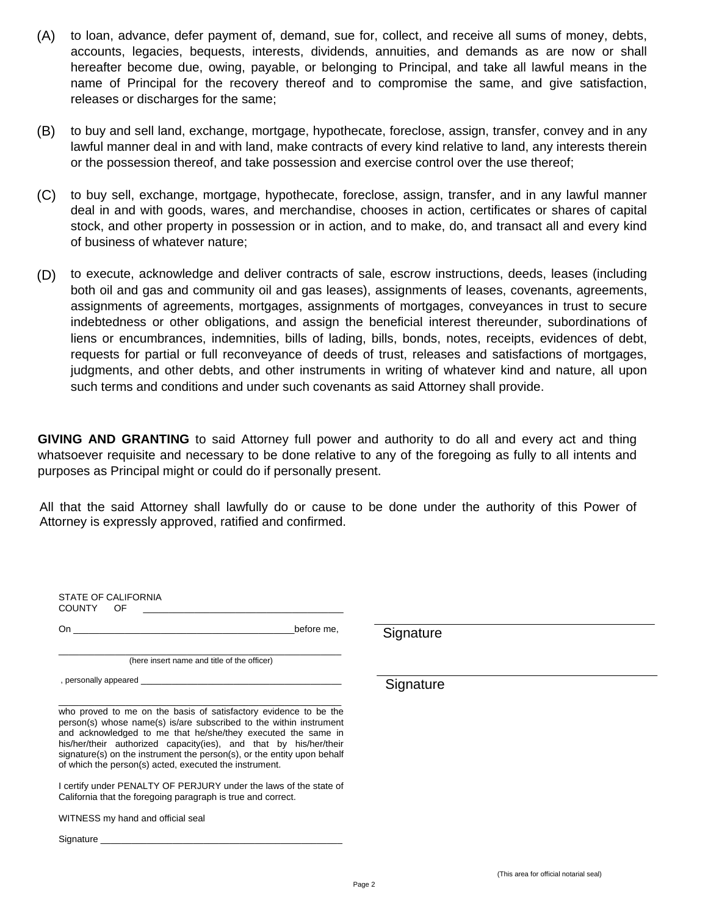(A) to loan, advance, defer payment of, demand, sue for, collect, and receive all sums of money, debts, accounts, legacies, bequests, interests, dividends, annuities, and demands as are now or shall hereafter become due, owing, payable, or belonging to Principal, and take all lawful means in the name of Principal for the recovery thereof and to compromise the same, and give satisfaction, releases or discharges for the same;

(B) to buy and sell land, exchange, mortgage, hypothecate, foreclose, assign, transfer, convey and in any lawful manner deal in and with land, make contracts of every kind relative to land, any interests therein or the possession thereof, and take possession and exercise control over the use thereof;

(C) to buy sell, exchange, mortgage, hypothecate, foreclose, assign, transfer, and in any lawful manner deal in and with goods, wares, and merchandise, chooses in action, certificates or shares of capital stock, and other property in possession or in action, and to make, do, and transact all and every kind of business of whatever nature;

(D) to execute, acknowledge and deliver contracts of sale, escrow instructions, deeds, leases (including both oil and gas and community oil and gas leases), assignments of leases, covenants, agreements, assignments of agreements, mortgages, assignments of mortgages, conveyances in trust to secure indebtedness or other obligations, and assign the beneficial interest thereunder, subordinations of liens or encumbrances, indemnities, bills of lading, bills, bonds, notes, receipts, evidences of debt, requests for partial or full reconveyance of deeds of trust, releases and satisfactions of mortgages, judgments, and other debts, and other instruments in writing of whatever kind and nature, all upon such terms and conditions and under such covenants as said Attorney shall provide.

**GIVING AND GRANTING** to said Attorney full power and authority to do all and every act and thing whatsoever requisite and necessary to be done relative to any of the foregoing as fully to all intents and purposes as Principal might or could do if personally present.

All that the said Attorney shall lawfully do or cause to be done under the authority of this Power of Attorney is expressly approved, ratified and confirmed.

STATE OF CALIFORNIA
COUNTY OF ____________________

On ____________________ before me,

____________________
(here insert name and title of the officer)

, personally appeared ____________________

____________________

who proved to me on the basis of satisfactory evidence to be the person(s) whose name(s) is/are subscribed to the within instrument and acknowledged to me that he/she/they executed the same in his/her/their authorized capacity(ies), and that by his/her/their signature(s) on the instrument the person(s), or the entity upon behalf of which the person(s) acted, executed the instrument.

I certify under PENALTY OF PERJURY under the laws of the state of California that the foregoing paragraph is true and correct.

WITNESS my hand and official seal

Signature ____________________

____________________
Signature

____________________
Signature

(This area for official notarial seal)